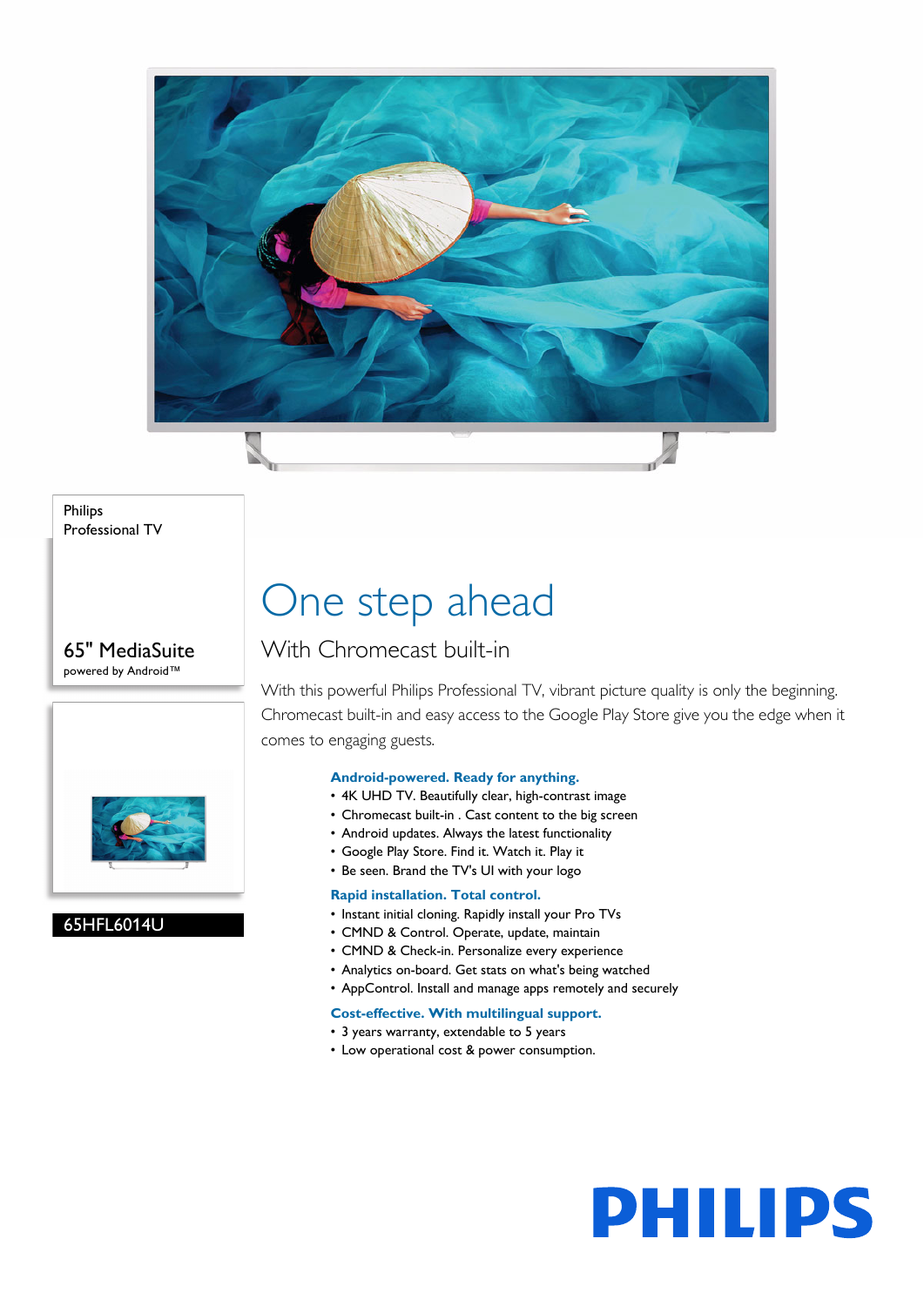Philips
Professional TV

65" MediaSuite
powered by Android™

65HFL6014U

# One step ahead

## With Chromecast built-in

With this powerful Philips Professional TV, vibrant picture quality is only the beginning. Chromecast built-in and easy access to the Google Play Store give you the edge when it comes to engaging guests.

### Android-powered. Ready for anything.

- 4K UHD TV. Beautifully clear, high-contrast image
- Chromecast built-in . Cast content to the big screen
- Android updates. Always the latest functionality
- Google Play Store. Find it. Watch it. Play it
- Be seen. Brand the TV's UI with your logo

### Rapid installation. Total control.

- Instant initial cloning. Rapidly install your Pro TVs
- CMND & Control. Operate, update, maintain
- CMND & Check-in. Personalize every experience
- Analytics on-board. Get stats on what's being watched
- AppControl. Install and manage apps remotely and securely

### Cost-effective. With multilingual support.

- 3 years warranty, extendable to 5 years
- Low operational cost & power consumption.

PHILIPS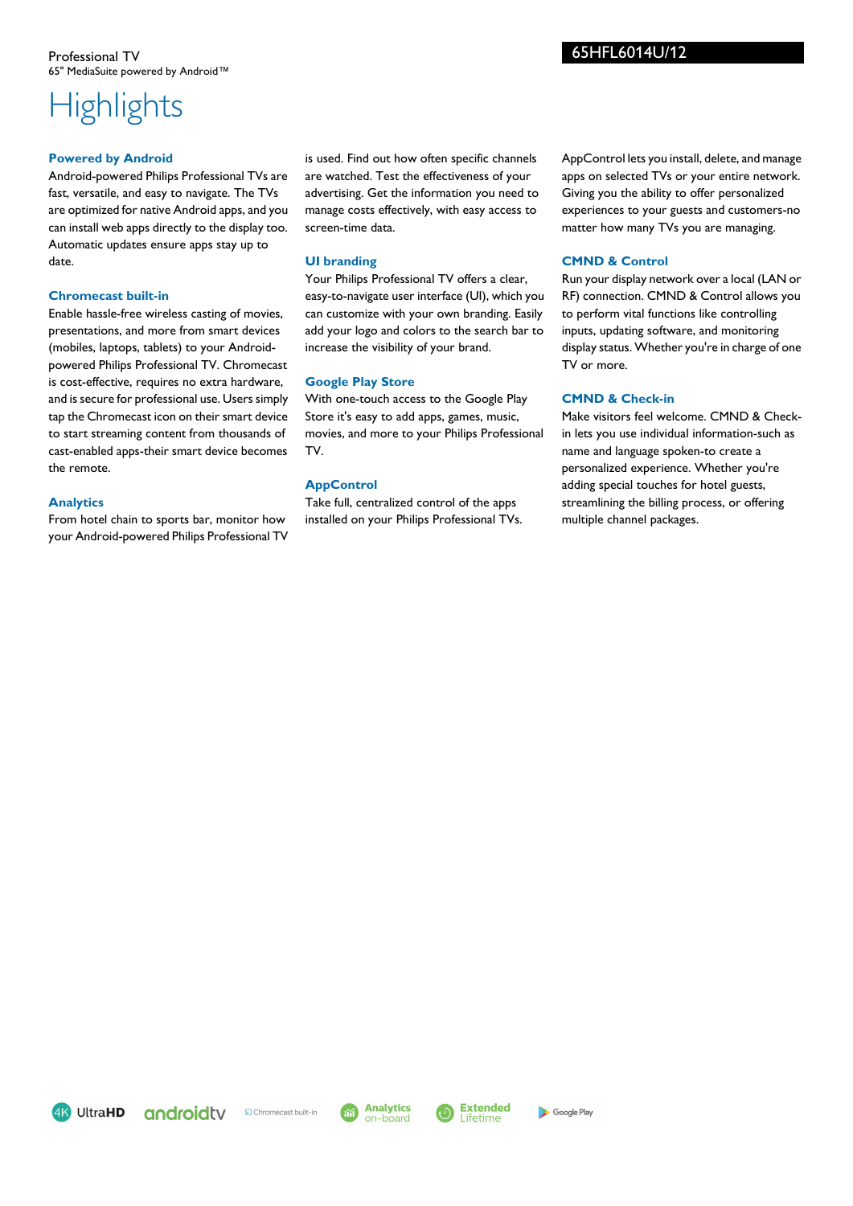Professional TV
65" MediaSuite powered by Android™

65HFL6014U/12

# Highlights

### Powered by Android

Android-powered Philips Professional TVs are fast, versatile, and easy to navigate. The TVs are optimized for native Android apps, and you can install web apps directly to the display too. Automatic updates ensure apps stay up to date.

### Chromecast built-in

Enable hassle-free wireless casting of movies, presentations, and more from smart devices (mobiles, laptops, tablets) to your Android-powered Philips Professional TV. Chromecast is cost-effective, requires no extra hardware, and is secure for professional use. Users simply tap the Chromecast icon on their smart device to start streaming content from thousands of cast-enabled apps-their smart device becomes the remote.

### Analytics

From hotel chain to sports bar, monitor how your Android-powered Philips Professional TV is used. Find out how often specific channels are watched. Test the effectiveness of your advertising. Get the information you need to manage costs effectively, with easy access to screen-time data.

### UI branding

Your Philips Professional TV offers a clear, easy-to-navigate user interface (UI), which you can customize with your own branding. Easily add your logo and colors to the search bar to increase the visibility of your brand.

### Google Play Store

With one-touch access to the Google Play Store it's easy to add apps, games, music, movies, and more to your Philips Professional TV.

### AppControl

Take full, centralized control of the apps installed on your Philips Professional TVs. AppControl lets you install, delete, and manage apps on selected TVs or your entire network. Giving you the ability to offer personalized experiences to your guests and customers-no matter how many TVs you are managing.

### CMND & Control

Run your display network over a local (LAN or RF) connection. CMND & Control allows you to perform vital functions like controlling inputs, updating software, and monitoring display status. Whether you're in charge of one TV or more.

### CMND & Check-in

Make visitors feel welcome. CMND & Check-in lets you use individual information-such as name and language spoken-to create a personalized experience. Whether you're adding special touches for hotel guests, streamlining the billing process, or offering multiple channel packages.

4K UltraHD | androidtv | Chromecast built-in | Analytics on-board | Extended Lifetime | Google Play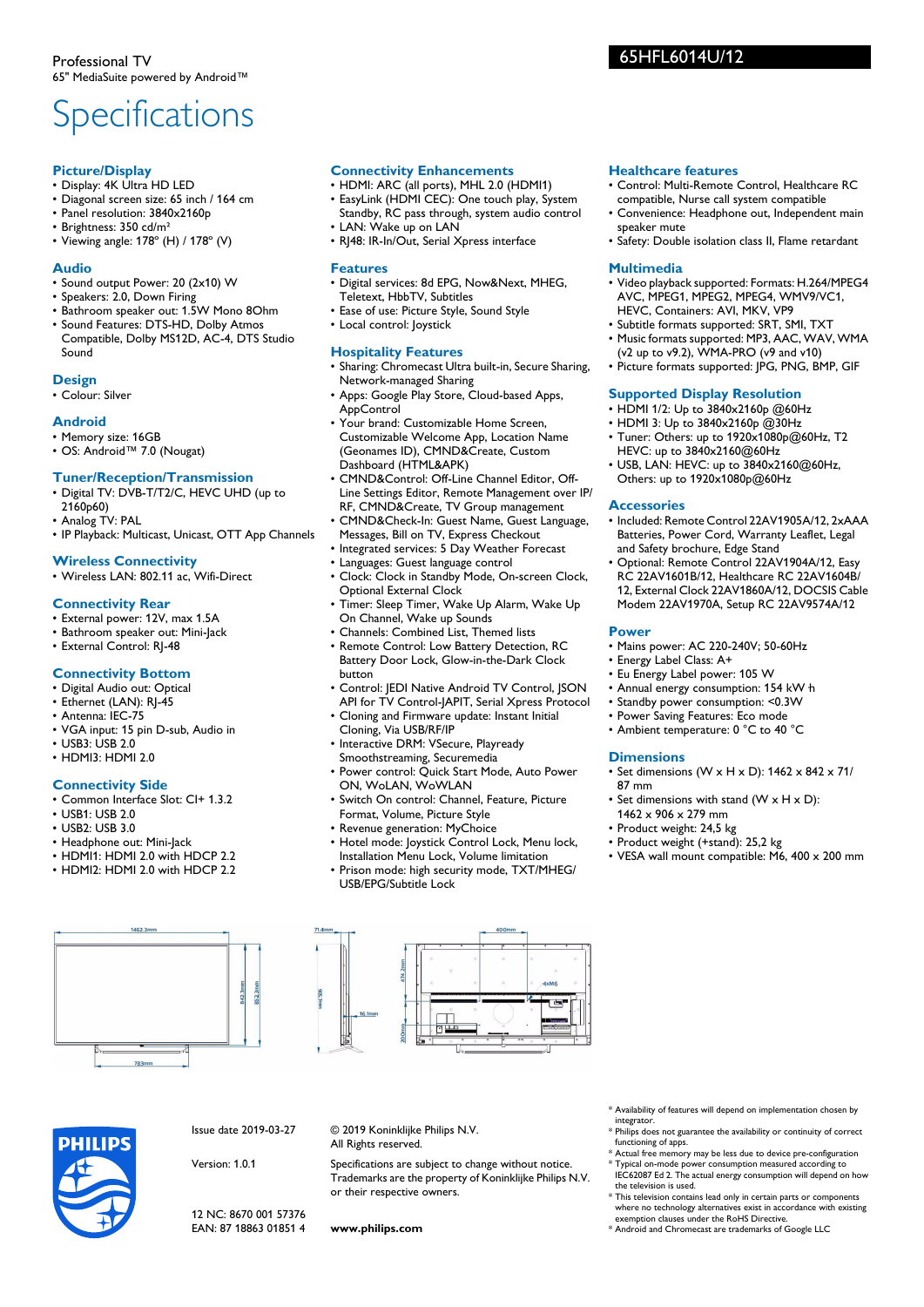Professional TV
65" MediaSuite powered by Android™

65HFL6014U/12

# Specifications

## Picture/Display
- Display: 4K Ultra HD LED
- Diagonal screen size: 65 inch / 164 cm
- Panel resolution: 3840x2160p
- Brightness: 350 cd/m²
- Viewing angle: 178° (H) / 178° (V)

## Audio
- Sound output Power: 20 (2x10) W
- Speakers: 2.0, Down Firing
- Bathroom speaker out: 1.5W Mono 8Ohm
- Sound Features: DTS-HD, Dolby Atmos Compatible, Dolby MS12D, AC-4, DTS Studio Sound

## Design
- Colour: Silver

## Android
- Memory size: 16GB
- OS: Android™ 7.0 (Nougat)

## Tuner/Reception/Transmission
- Digital TV: DVB-T/T2/C, HEVC UHD (up to 2160p60)
- Analog TV: PAL
- IP Playback: Multicast, Unicast, OTT App Channels

## Wireless Connectivity
- Wireless LAN: 802.11 ac, Wifi-Direct

## Connectivity Rear
- External power: 12V, max 1.5A
- Bathroom speaker out: Mini-Jack
- External Control: RJ-48

## Connectivity Bottom
- Digital Audio out: Optical
- Ethernet (LAN): RJ-45
- Antenna: IEC-75
- VGA input: 15 pin D-sub, Audio in
- USB3: USB 2.0
- HDMI3: HDMI 2.0

## Connectivity Side
- Common Interface Slot: CI+ 1.3.2
- USB1: USB 2.0
- USB2: USB 3.0
- Headphone out: Mini-Jack
- HDMI1: HDMI 2.0 with HDCP 2.2
- HDMI2: HDMI 2.0 with HDCP 2.2

## Connectivity Enhancements
- HDMI: ARC (all ports), MHL 2.0 (HDMI1)
- EasyLink (HDMI CEC): One touch play, System Standby, RC pass through, system audio control
- LAN: Wake up on LAN
- RJ48: IR-In/Out, Serial Xpress interface

## Features
- Digital services: 8d EPG, Now&Next, MHEG, Teletext, HbbTV, Subtitles
- Ease of use: Picture Style, Sound Style
- Local control: Joystick

## Hospitality Features
- Sharing: Chromecast Ultra built-in, Secure Sharing, Network-managed Sharing
- Apps: Google Play Store, Cloud-based Apps, AppControl
- Your brand: Customizable Home Screen, Customizable Welcome App, Location Name (Geonames ID), CMND&Create, Custom Dashboard (HTML&APK)
- CMND&Control: Off-Line Channel Editor, Off-Line Settings Editor, Remote Management over IP/RF, CMND&Create, TV Group management
- CMND&Check-In: Guest Name, Guest Language, Messages, Bill on TV, Express Checkout
- Integrated services: 5 Day Weather Forecast
- Languages: Guest language control
- Clock: Clock in Standby Mode, On-screen Clock, Optional External Clock
- Timer: Sleep Timer, Wake Up Alarm, Wake Up On Channel, Wake up Sounds
- Channels: Combined List, Themed lists
- Remote Control: Low Battery Detection, RC Battery Door Lock, Glow-in-the-Dark Clock button
- Control: JEDI Native Android TV Control, JSON API for TV Control-JAPIT, Serial Xpress Protocol
- Cloning and Firmware update: Instant Initial Cloning, Via USB/RF/IP
- Interactive DRM: VSecure, Playready Smoothstreaming, Securemedia
- Power control: Quick Start Mode, Auto Power ON, WoLAN, WoWLAN
- Switch On control: Channel, Feature, Picture Format, Volume, Picture Style
- Revenue generation: MyChoice
- Hotel mode: Joystick Control Lock, Menu lock, Installation Menu Lock, Volume limitation
- Prison mode: high security mode, TXT/MHEG/USB/EPG/Subtitle Lock

## Healthcare features
- Control: Multi-Remote Control, Healthcare RC compatible, Nurse call system compatible
- Convenience: Headphone out, Independent main speaker mute
- Safety: Double isolation class II, Flame retardant

## Multimedia
- Video playback supported: Formats: H.264/MPEG4 AVC, MPEG1, MPEG2, MPEG4, WMV9/VC1, HEVC, Containers: AVI, MKV, VP9
- Subtitle formats supported: SRT, SMI, TXT
- Music formats supported: MP3, AAC, WAV, WMA (v2 up to v9.2), WMA-PRO (v9 and v10)
- Picture formats supported: JPG, PNG, BMP, GIF

## Supported Display Resolution
- HDMI 1/2: Up to 3840x2160p @60Hz
- HDMI 3: Up to 3840x2160p @30Hz
- Tuner: Others: up to 1920x1080p@60Hz, T2 HEVC: up to 3840x2160@60Hz
- USB, LAN: HEVC: up to 3840x2160@60Hz, Others: up to 1920x1080p@60Hz

## Accessories
- Included: Remote Control 22AV1905A/12, 2xAAA Batteries, Power Cord, Warranty Leaflet, Legal and Safety brochure, Edge Stand
- Optional: Remote Control 22AV1904A/12, Easy RC 22AV1601B/12, Healthcare RC 22AV1604B/12, External Clock 22AV1860A/12, DOCSIS Cable Modem 22AV1970A, Setup RC 22AV9574A/12

## Power
- Mains power: AC 220-240V; 50-60Hz
- Energy Label Class: A+
- Eu Energy Label power: 105 W
- Annual energy consumption: 154 kW h
- Standby power consumption: <0.3W
- Power Saving Features: Eco mode
- Ambient temperature: 0 °C to 40 °C

## Dimensions
- Set dimensions (W x H x D): 1462 x 842 x 71/87 mm
- Set dimensions with stand (W x H x D): 1462 x 906 x 279 mm
- Product weight: 24,5 kg
- Product weight (+stand): 25,2 kg
- VESA wall mount compatible: M6, 400 x 200 mm

1462.3mm
842.3mm
852.2mm
783mm
71.4mm
906.1mm
16.1mm
400mm
474.2mm
200mm
4xM6

Issue date 2019-03-27

Version: 1.0.1

12 NC: 8670 001 57376
EAN: 87 18863 01851 4

© 2019 Koninklijke Philips N.V.
All Rights reserved.

Specifications are subject to change without notice. Trademarks are the property of Koninklijke Philips N.V. or their respective owners.

www.philips.com

\* Availability of features will depend on implementation chosen by integrator.
\* Philips does not guarantee the availability or continuity of correct functioning of apps.
\* Actual free memory may be less due to device pre-configuration
\* Typical on-mode power consumption measured according to IEC62087 Ed 2. The actual energy consumption will depend on how the television is used.
\* This television contains lead only in certain parts or components where no technology alternatives exist in accordance with existing exemption clauses under the RoHS Directive.
\* Android and Chromecast are trademarks of Google LLC